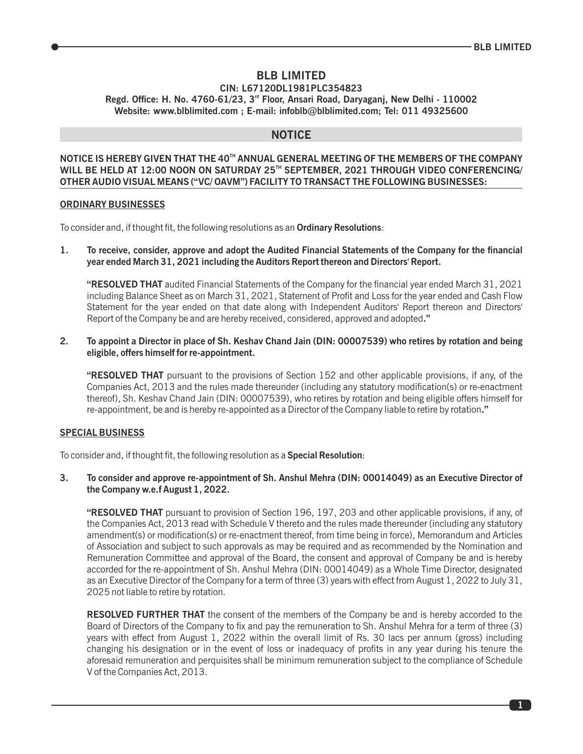# BLB LIMITED

**CIN: L67120DL1981PLC354823**

**Regd. Office: H. No. 4760-61/23, 3rd Floor, Ansari Road, Daryaganj, New Delhi - 110002**

**Website: www.blblimited.com ; E-mail: infoblb@blblimited.com; Tel: 011 49325600**

## NOTICE

**NOTICE IS HEREBY GIVEN THAT THE 40TH ANNUAL GENERAL MEETING OF THE MEMBERS OF THE COMPANY WILL BE HELD AT 12:00 NOON ON SATURDAY 25TH SEPTEMBER, 2021 THROUGH VIDEO CONFERENCING/ OTHER AUDIO VISUAL MEANS ("VC/ OAVM") FACILITY TO TRANSACT THE FOLLOWING BUSINESSES:**

### ORDINARY BUSINESSES

To consider and, if thought fit, the following resolutions as an **Ordinary Resolutions**:

1. **To receive, consider, approve and adopt the Audited Financial Statements of the Company for the financial year ended March 31, 2021 including the Auditors Report thereon and Directors' Report.**

   **"RESOLVED THAT** audited Financial Statements of the Company for the financial year ended March 31, 2021 including Balance Sheet as on March 31, 2021, Statement of Profit and Loss for the year ended and Cash Flow Statement for the year ended on that date along with Independent Auditors' Report thereon and Directors' Report of the Company be and are hereby received, considered, approved and adopted**."**

2. **To appoint a Director in place of Sh. Keshav Chand Jain (DIN: 00007539) who retires by rotation and being eligible, offers himself for re-appointment.**

   **"RESOLVED THAT** pursuant to the provisions of Section 152 and other applicable provisions, if any, of the Companies Act, 2013 and the rules made thereunder (including any statutory modification(s) or re-enactment thereof), Sh. Keshav Chand Jain (DIN: 00007539), who retires by rotation and being eligible offers himself for re-appointment, be and is hereby re-appointed as a Director of the Company liable to retire by rotation**."**

### SPECIAL BUSINESS

To consider and, if thought fit, the following resolution as a **Special Resolution**:

3. **To consider and approve re-appointment of Sh. Anshul Mehra (DIN: 00014049) as an Executive Director of the Company w.e.f August 1, 2022.**

   **"RESOLVED THAT** pursuant to provision of Section 196, 197, 203 and other applicable provisions, if any, of the Companies Act, 2013 read with Schedule V thereto and the rules made thereunder (including any statutory amendment(s) or modification(s) or re-enactment thereof, from time being in force), Memorandum and Articles of Association and subject to such approvals as may be required and as recommended by the Nomination and Remuneration Committee and approval of the Board, the consent and approval of Company be and is hereby accorded for the re-appointment of Sh. Anshul Mehra (DIN: 00014049) as a Whole Time Director, designated as an Executive Director of the Company for a term of three (3) years with effect from August 1, 2022 to July 31, 2025 not liable to retire by rotation.

   **RESOLVED FURTHER THAT** the consent of the members of the Company be and is hereby accorded to the Board of Directors of the Company to fix and pay the remuneration to Sh. Anshul Mehra for a term of three (3) years with effect from August 1, 2022 within the overall limit of Rs. 30 lacs per annum (gross) including changing his designation or in the event of loss or inadequacy of profits in any year during his tenure the aforesaid remuneration and perquisites shall be minimum remuneration subject to the compliance of Schedule V of the Companies Act, 2013.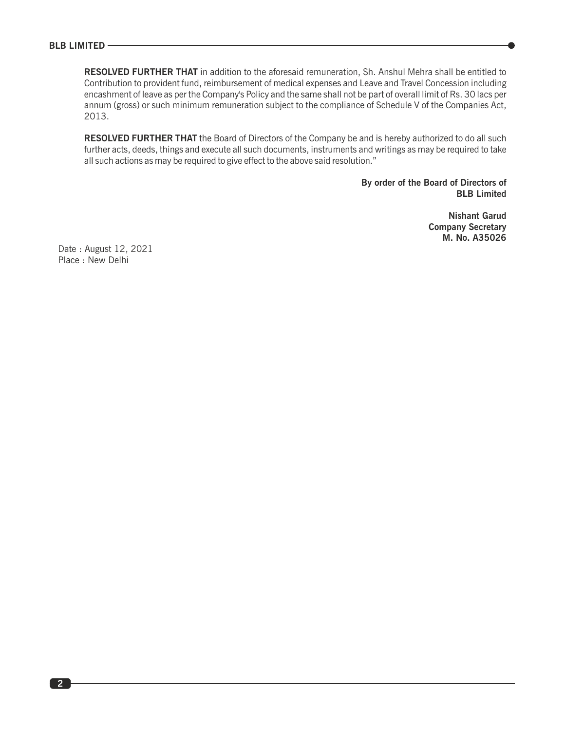**RESOLVED FURTHER THAT** in addition to the aforesaid remuneration, Sh. Anshul Mehra shall be entitled to Contribution to provident fund, reimbursement of medical expenses and Leave and Travel Concession including encashment of leave as per the Company's Policy and the same shall not be part of overall limit of Rs. 30 lacs per annum (gross) or such minimum remuneration subject to the compliance of Schedule V of the Companies Act, 2013.

**RESOLVED FURTHER THAT** the Board of Directors of the Company be and is hereby authorized to do all such further acts, deeds, things and execute all such documents, instruments and writings as may be required to take all such actions as may be required to give effect to the above said resolution."

**By order of the Board of Directors of**
**BLB Limited**

**Nishant Garud**
**Company Secretary**
**M. No. A35026**

Date : August 12, 2021
Place : New Delhi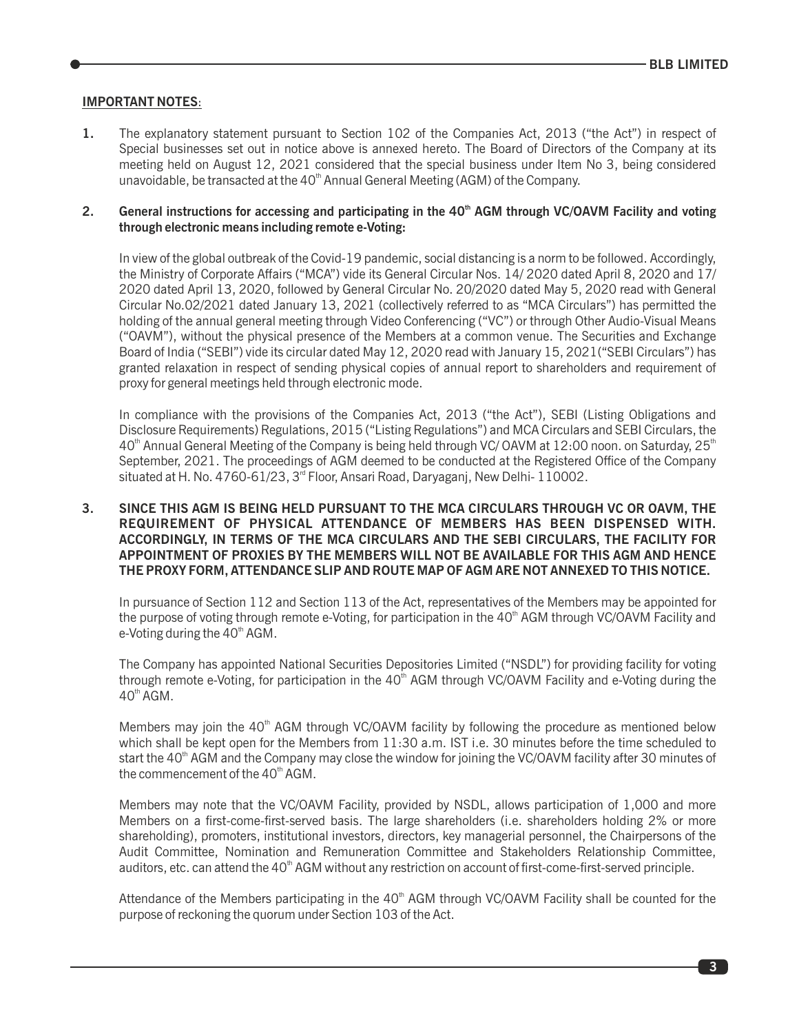**IMPORTANT NOTES**:

1. The explanatory statement pursuant to Section 102 of the Companies Act, 2013 ("the Act") in respect of Special businesses set out in notice above is annexed hereto. The Board of Directors of the Company at its meeting held on August 12, 2021 considered that the special business under Item No 3, being considered unavoidable, be transacted at the 40th Annual General Meeting (AGM) of the Company.

2. **General instructions for accessing and participating in the 40th AGM through VC/OAVM Facility and voting through electronic means including remote e-Voting:**

   In view of the global outbreak of the Covid-19 pandemic, social distancing is a norm to be followed. Accordingly, the Ministry of Corporate Affairs ("MCA") vide its General Circular Nos. 14/ 2020 dated April 8, 2020 and 17/ 2020 dated April 13, 2020, followed by General Circular No. 20/2020 dated May 5, 2020 read with General Circular No.02/2021 dated January 13, 2021 (collectively referred to as "MCA Circulars") has permitted the holding of the annual general meeting through Video Conferencing ("VC") or through Other Audio-Visual Means ("OAVM"), without the physical presence of the Members at a common venue. The Securities and Exchange Board of India ("SEBI") vide its circular dated May 12, 2020 read with January 15, 2021("SEBI Circulars") has granted relaxation in respect of sending physical copies of annual report to shareholders and requirement of proxy for general meetings held through electronic mode.

   In compliance with the provisions of the Companies Act, 2013 ("the Act"), SEBI (Listing Obligations and Disclosure Requirements) Regulations, 2015 ("Listing Regulations") and MCA Circulars and SEBI Circulars, the 40th Annual General Meeting of the Company is being held through VC/ OAVM at 12:00 noon. on Saturday, 25th September, 2021. The proceedings of AGM deemed to be conducted at the Registered Office of the Company situated at H. No. 4760-61/23, 3rd Floor, Ansari Road, Daryaganj, New Delhi- 110002.

3. **SINCE THIS AGM IS BEING HELD PURSUANT TO THE MCA CIRCULARS THROUGH VC OR OAVM, THE REQUIREMENT OF PHYSICAL ATTENDANCE OF MEMBERS HAS BEEN DISPENSED WITH. ACCORDINGLY, IN TERMS OF THE MCA CIRCULARS AND THE SEBI CIRCULARS, THE FACILITY FOR APPOINTMENT OF PROXIES BY THE MEMBERS WILL NOT BE AVAILABLE FOR THIS AGM AND HENCE THE PROXY FORM, ATTENDANCE SLIP AND ROUTE MAP OF AGM ARE NOT ANNEXED TO THIS NOTICE.**

   In pursuance of Section 112 and Section 113 of the Act, representatives of the Members may be appointed for the purpose of voting through remote e-Voting, for participation in the 40th AGM through VC/OAVM Facility and e-Voting during the 40th AGM.

   The Company has appointed National Securities Depositories Limited ("NSDL") for providing facility for voting through remote e-Voting, for participation in the 40th AGM through VC/OAVM Facility and e-Voting during the 40th AGM.

   Members may join the 40th AGM through VC/OAVM facility by following the procedure as mentioned below which shall be kept open for the Members from 11:30 a.m. IST i.e. 30 minutes before the time scheduled to start the 40th AGM and the Company may close the window for joining the VC/OAVM facility after 30 minutes of the commencement of the 40th AGM.

   Members may note that the VC/OAVM Facility, provided by NSDL, allows participation of 1,000 and more Members on a first-come-first-served basis. The large shareholders (i.e. shareholders holding 2% or more shareholding), promoters, institutional investors, directors, key managerial personnel, the Chairpersons of the Audit Committee, Nomination and Remuneration Committee and Stakeholders Relationship Committee, auditors, etc. can attend the 40th AGM without any restriction on account of first-come-first-served principle.

   Attendance of the Members participating in the 40th AGM through VC/OAVM Facility shall be counted for the purpose of reckoning the quorum under Section 103 of the Act.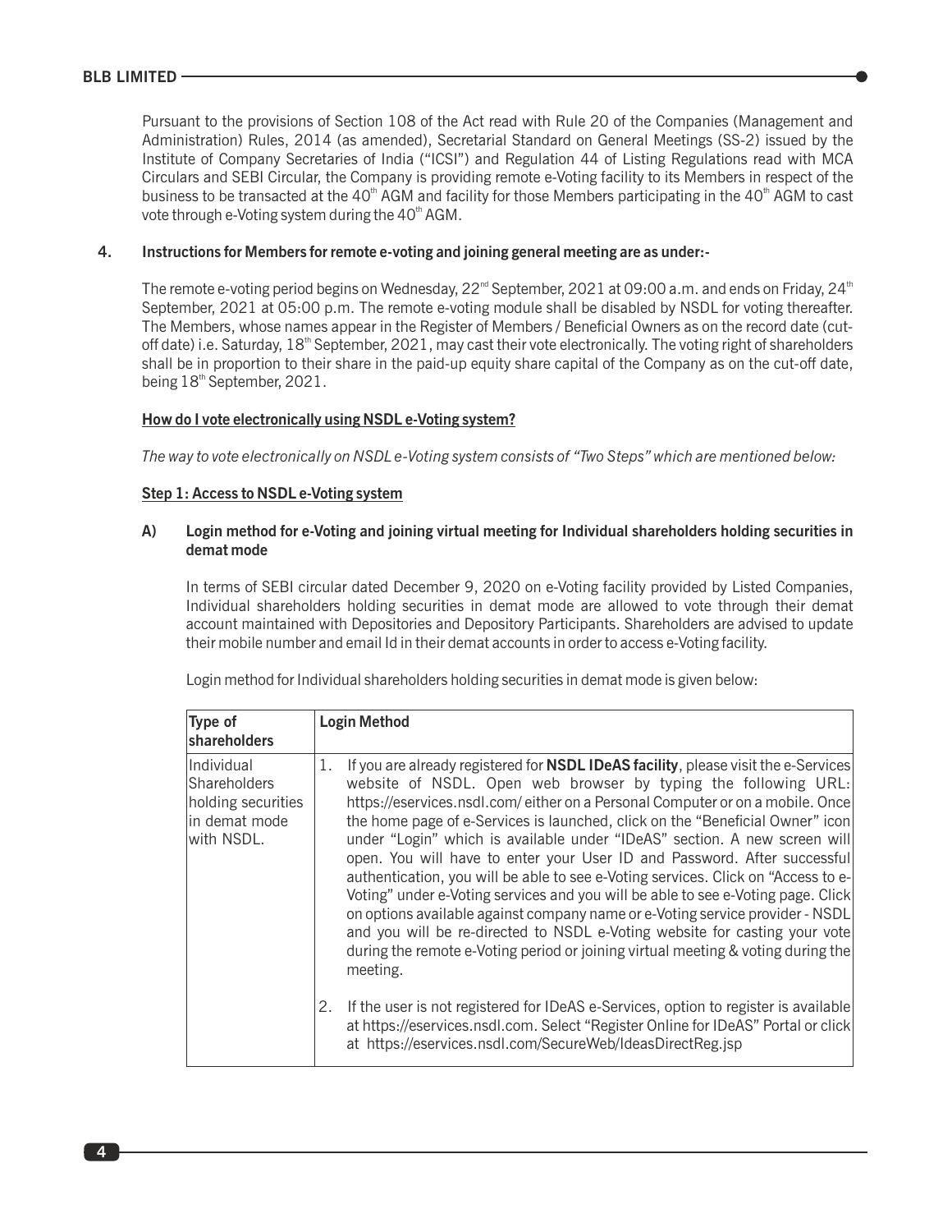Pursuant to the provisions of Section 108 of the Act read with Rule 20 of the Companies (Management and Administration) Rules, 2014 (as amended), Secretarial Standard on General Meetings (SS-2) issued by the Institute of Company Secretaries of India ("ICSI") and Regulation 44 of Listing Regulations read with MCA Circulars and SEBI Circular, the Company is providing remote e-Voting facility to its Members in respect of the business to be transacted at the 40th AGM and facility for those Members participating in the 40th AGM to cast vote through e-Voting system during the 40th AGM.

**4. Instructions for Members for remote e-voting and joining general meeting are as under:-**

The remote e-voting period begins on Wednesday, 22nd September, 2021 at 09:00 a.m. and ends on Friday, 24th September, 2021 at 05:00 p.m. The remote e-voting module shall be disabled by NSDL for voting thereafter. The Members, whose names appear in the Register of Members / Beneficial Owners as on the record date (cut-off date) i.e. Saturday, 18th September, 2021, may cast their vote electronically. The voting right of shareholders shall be in proportion to their share in the paid-up equity share capital of the Company as on the cut-off date, being 18th September, 2021.

**<u>How do I vote electronically using NSDL e-Voting system?</u>**

*The way to vote electronically on NSDL e-Voting system consists of "Two Steps" which are mentioned below:*

**<u>Step 1: Access to NSDL e-Voting system</u>**

**A) Login method for e-Voting and joining virtual meeting for Individual shareholders holding securities in demat mode**

In terms of SEBI circular dated December 9, 2020 on e-Voting facility provided by Listed Companies, Individual shareholders holding securities in demat mode are allowed to vote through their demat account maintained with Depositories and Depository Participants. Shareholders are advised to update their mobile number and email Id in their demat accounts in order to access e-Voting facility.

Login method for Individual shareholders holding securities in demat mode is given below:

| Type of shareholders | Login Method |
|---|---|
| Individual Shareholders holding securities in demat mode with NSDL. | 1. If you are already registered for **NSDL IDeAS facility**, please visit the e-Services website of NSDL. Open web browser by typing the following URL: https://eservices.nsdl.com/ either on a Personal Computer or on a mobile. Once the home page of e-Services is launched, click on the "Beneficial Owner" icon under "Login" which is available under "IDeAS" section. A new screen will open. You will have to enter your User ID and Password. After successful authentication, you will be able to see e-Voting services. Click on "Access to e-Voting" under e-Voting services and you will be able to see e-Voting page. Click on options available against company name or e-Voting service provider - NSDL and you will be re-directed to NSDL e-Voting website for casting your vote during the remote e-Voting period or joining virtual meeting & voting during the meeting.<br><br>2. If the user is not registered for IDeAS e-Services, option to register is available at https://eservices.nsdl.com. Select "Register Online for IDeAS" Portal or click at https://eservices.nsdl.com/SecureWeb/IdeasDirectReg.jsp |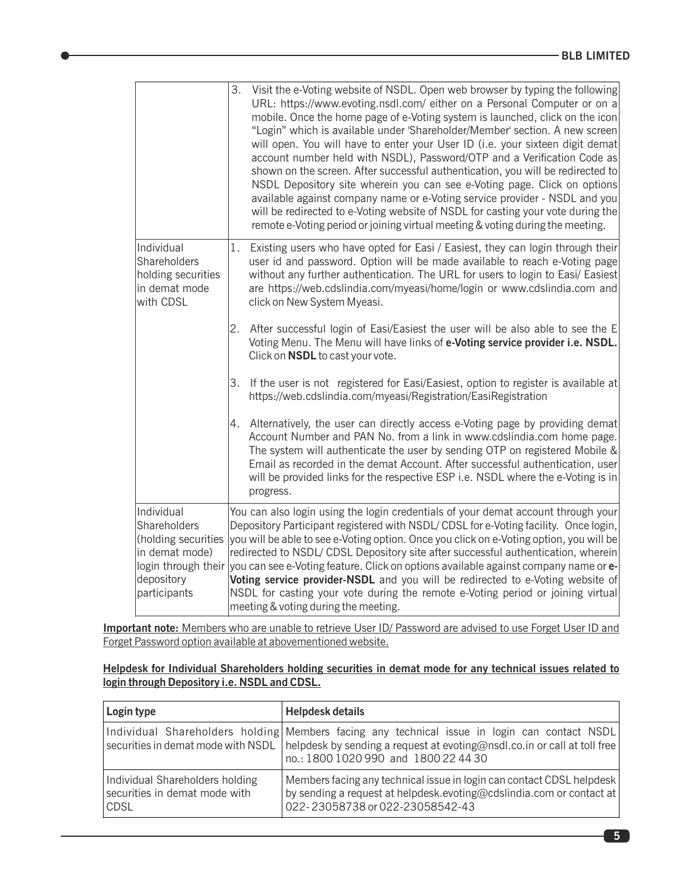| | |
|---|---|
| | 3. Visit the e-Voting website of NSDL. Open web browser by typing the following URL: https://www.evoting.nsdl.com/ either on a Personal Computer or on a mobile. Once the home page of e-Voting system is launched, click on the icon "Login" which is available under 'Shareholder/Member' section. A new screen will open. You will have to enter your User ID (i.e. your sixteen digit demat account number held with NSDL), Password/OTP and a Verification Code as shown on the screen. After successful authentication, you will be redirected to NSDL Depository site wherein you can see e-Voting page. Click on options available against company name or e-Voting service provider - NSDL and you will be redirected to e-Voting website of NSDL for casting your vote during the remote e-Voting period or joining virtual meeting & voting during the meeting. |
| Individual Shareholders holding securities in demat mode with CDSL | 1. Existing users who have opted for Easi / Easiest, they can login through their user id and password. Option will be made available to reach e-Voting page without any further authentication. The URL for users to login to Easi/ Easiest are https://web.cdslindia.com/myeasi/home/login or www.cdslindia.com and click on New System Myeasi.<br><br>2. After successful login of Easi/Easiest the user will be also able to see the E Voting Menu. The Menu will have links of **e-Voting service provider i.e. NSDL.** Click on **NSDL** to cast your vote.<br><br>3. If the user is not registered for Easi/Easiest, option to register is available at https://web.cdslindia.com/myeasi/Registration/EasiRegistration<br><br>4. Alternatively, the user can directly access e-Voting page by providing demat Account Number and PAN No. from a link in www.cdslindia.com home page. The system will authenticate the user by sending OTP on registered Mobile & Email as recorded in the demat Account. After successful authentication, user will be provided links for the respective ESP i.e. NSDL where the e-Voting is in progress. |
| Individual Shareholders (holding securities in demat mode) login through their depository participants | You can also login using the login credentials of your demat account through your Depository Participant registered with NSDL/ CDSL for e-Voting facility. Once login, you will be able to see e-Voting option. Once you click on e-Voting option, you will be redirected to NSDL/ CDSL Depository site after successful authentication, wherein you can see e-Voting feature. Click on options available against company name or **e-Voting service provider-NSDL** and you will be redirected to e-Voting website of NSDL for casting your vote during the remote e-Voting period or joining virtual meeting & voting during the meeting. |

**Important note:** Members who are unable to retrieve User ID/ Password are advised to use Forget User ID and Forget Password option available at abovementioned website.

**Helpdesk for Individual Shareholders holding securities in demat mode for any technical issues related to login through Depository i.e. NSDL and CDSL.**

| Login type | Helpdesk details |
|---|---|
| Individual Shareholders holding securities in demat mode with NSDL | Members facing any technical issue in login can contact NSDL helpdesk by sending a request at evoting@nsdl.co.in or call at toll free no.: 1800 1020 990 and 1800 22 44 30 |
| Individual Shareholders holding securities in demat mode with CDSL | Members facing any technical issue in login can contact CDSL helpdesk by sending a request at helpdesk.evoting@cdslindia.com or contact at 022- 23058738 or 022-23058542-43 |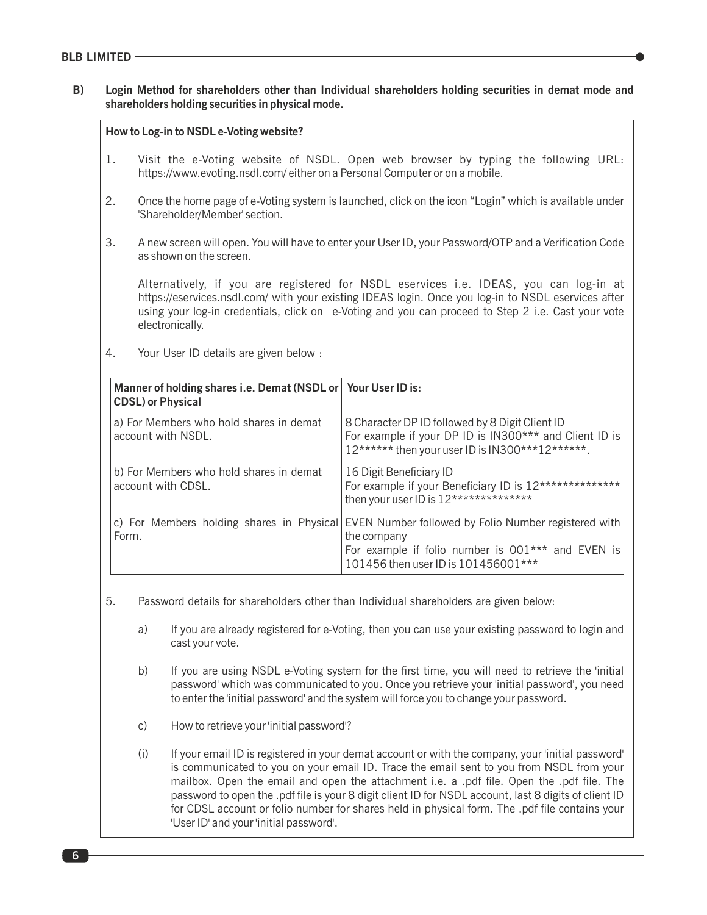**B) Login Method for shareholders other than Individual shareholders holding securities in demat mode and shareholders holding securities in physical mode.**

**How to Log-in to NSDL e-Voting website?**

1. Visit the e-Voting website of NSDL. Open web browser by typing the following URL: https://www.evoting.nsdl.com/ either on a Personal Computer or on a mobile.

2. Once the home page of e-Voting system is launched, click on the icon "Login" which is available under 'Shareholder/Member' section.

3. A new screen will open. You will have to enter your User ID, your Password/OTP and a Verification Code as shown on the screen.

   Alternatively, if you are registered for NSDL eservices i.e. IDEAS, you can log-in at https://eservices.nsdl.com/ with your existing IDEAS login. Once you log-in to NSDL eservices after using your log-in credentials, click on e-Voting and you can proceed to Step 2 i.e. Cast your vote electronically.

4. Your User ID details are given below :

| Manner of holding shares i.e. Demat (NSDL or CDSL) or Physical | Your User ID is: |
|---|---|
| a) For Members who hold shares in demat account with NSDL. | 8 Character DP ID followed by 8 Digit Client ID<br>For example if your DP ID is IN300*** and Client ID is 12****** then your user ID is IN300***12******. |
| b) For Members who hold shares in demat account with CDSL. | 16 Digit Beneficiary ID<br>For example if your Beneficiary ID is 12************** then your user ID is 12************** |
| c) For Members holding shares in Physical Form. | EVEN Number followed by Folio Number registered with the company<br>For example if folio number is 001*** and EVEN is 101456 then user ID is 101456001*** |

5. Password details for shareholders other than Individual shareholders are given below:

   a) If you are already registered for e-Voting, then you can use your existing password to login and cast your vote.

   b) If you are using NSDL e-Voting system for the first time, you will need to retrieve the 'initial password' which was communicated to you. Once you retrieve your 'initial password', you need to enter the 'initial password' and the system will force you to change your password.

   c) How to retrieve your 'initial password'?

   (i) If your email ID is registered in your demat account or with the company, your 'initial password' is communicated to you on your email ID. Trace the email sent to you from NSDL from your mailbox. Open the email and open the attachment i.e. a .pdf file. Open the .pdf file. The password to open the .pdf file is your 8 digit client ID for NSDL account, last 8 digits of client ID for CDSL account or folio number for shares held in physical form. The .pdf file contains your 'User ID' and your 'initial password'.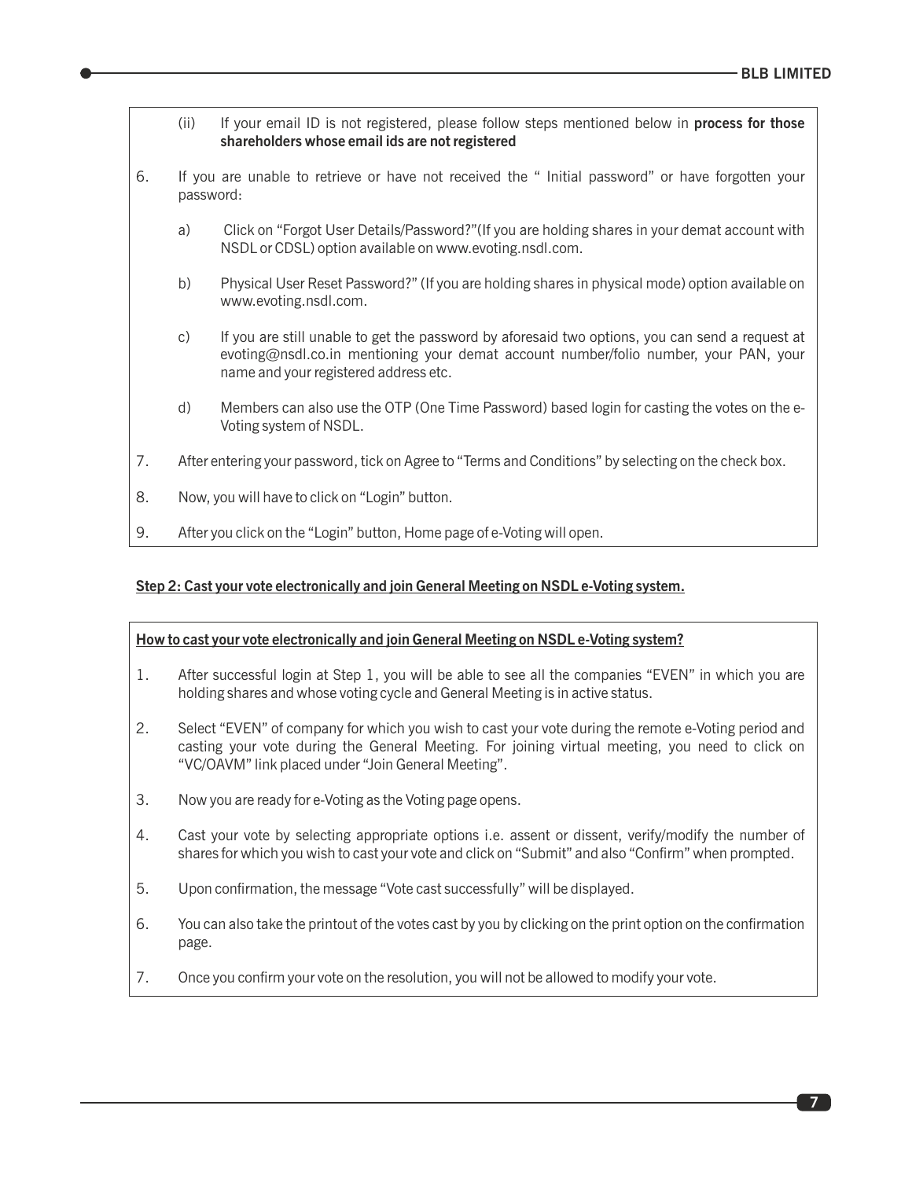(ii) If your email ID is not registered, please follow steps mentioned below in **process for those shareholders whose email ids are not registered**

6. If you are unable to retrieve or have not received the " Initial password" or have forgotten your password:

   a) Click on "Forgot User Details/Password?"(If you are holding shares in your demat account with NSDL or CDSL) option available on www.evoting.nsdl.com.

   b) Physical User Reset Password?" (If you are holding shares in physical mode) option available on www.evoting.nsdl.com.

   c) If you are still unable to get the password by aforesaid two options, you can send a request at evoting@nsdl.co.in mentioning your demat account number/folio number, your PAN, your name and your registered address etc.

   d) Members can also use the OTP (One Time Password) based login for casting the votes on the e-Voting system of NSDL.

7. After entering your password, tick on Agree to "Terms and Conditions" by selecting on the check box.

8. Now, you will have to click on "Login" button.

9. After you click on the "Login" button, Home page of e-Voting will open.

**Step 2: Cast your vote electronically and join General Meeting on NSDL e-Voting system.**

**How to cast your vote electronically and join General Meeting on NSDL e-Voting system?**

1. After successful login at Step 1, you will be able to see all the companies "EVEN" in which you are holding shares and whose voting cycle and General Meeting is in active status.

2. Select "EVEN" of company for which you wish to cast your vote during the remote e-Voting period and casting your vote during the General Meeting. For joining virtual meeting, you need to click on "VC/OAVM" link placed under "Join General Meeting".

3. Now you are ready for e-Voting as the Voting page opens.

4. Cast your vote by selecting appropriate options i.e. assent or dissent, verify/modify the number of shares for which you wish to cast your vote and click on "Submit" and also "Confirm" when prompted.

5. Upon confirmation, the message "Vote cast successfully" will be displayed.

6. You can also take the printout of the votes cast by you by clicking on the print option on the confirmation page.

7. Once you confirm your vote on the resolution, you will not be allowed to modify your vote.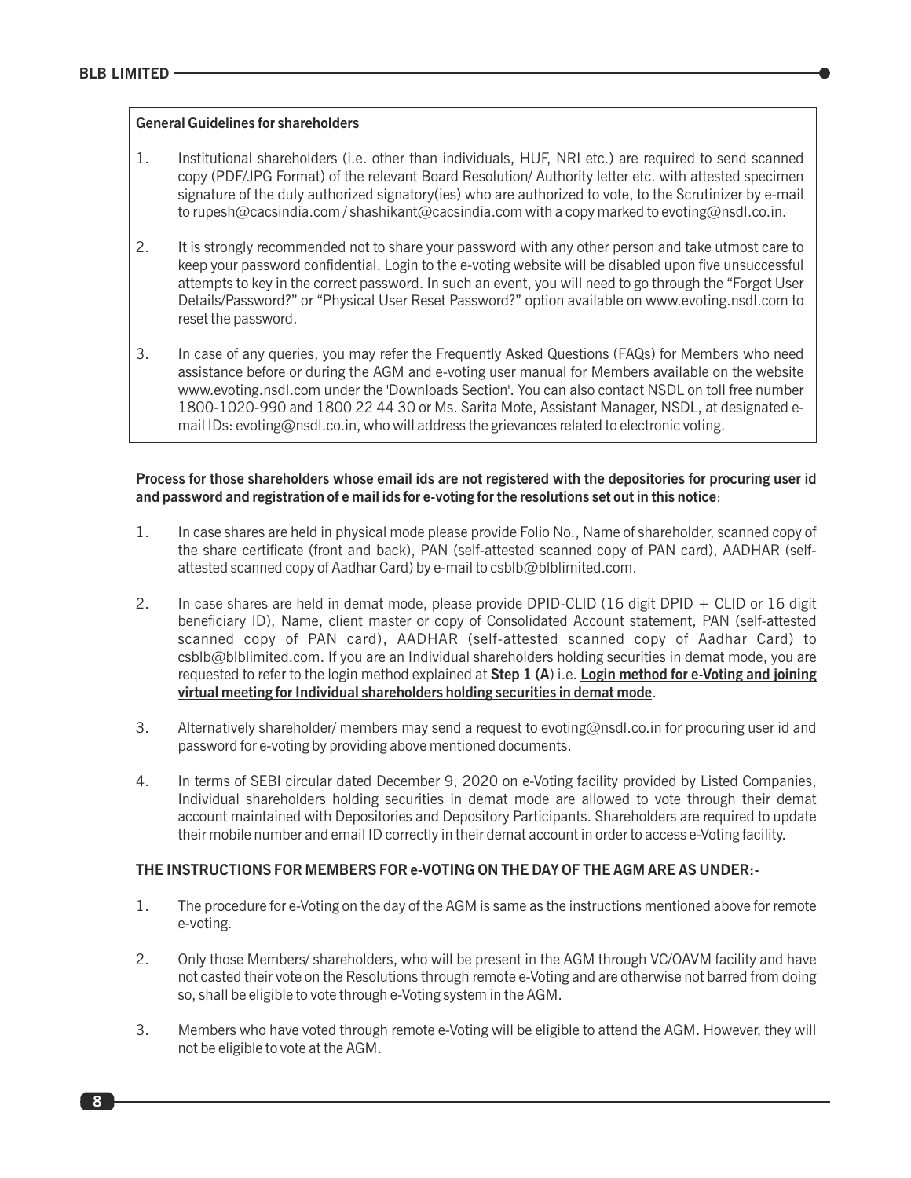**General Guidelines for shareholders**

1. Institutional shareholders (i.e. other than individuals, HUF, NRI etc.) are required to send scanned copy (PDF/JPG Format) of the relevant Board Resolution/ Authority letter etc. with attested specimen signature of the duly authorized signatory(ies) who are authorized to vote, to the Scrutinizer by e-mail to rupesh@cacsindia.com / shashikant@cacsindia.com with a copy marked to evoting@nsdl.co.in.

2. It is strongly recommended not to share your password with any other person and take utmost care to keep your password confidential. Login to the e-voting website will be disabled upon five unsuccessful attempts to key in the correct password. In such an event, you will need to go through the "Forgot User Details/Password?" or "Physical User Reset Password?" option available on www.evoting.nsdl.com to reset the password.

3. In case of any queries, you may refer the Frequently Asked Questions (FAQs) for Members who need assistance before or during the AGM and e-voting user manual for Members available on the website www.evoting.nsdl.com under the 'Downloads Section'. You can also contact NSDL on toll free number 1800-1020-990 and 1800 22 44 30 or Ms. Sarita Mote, Assistant Manager, NSDL, at designated e-mail IDs: evoting@nsdl.co.in, who will address the grievances related to electronic voting.

**Process for those shareholders whose email ids are not registered with the depositories for procuring user id and password and registration of e mail ids for e-voting for the resolutions set out in this notice**:

1. In case shares are held in physical mode please provide Folio No., Name of shareholder, scanned copy of the share certificate (front and back), PAN (self-attested scanned copy of PAN card), AADHAR (self-attested scanned copy of Aadhar Card) by e-mail to csblb@blblimited.com.

2. In case shares are held in demat mode, please provide DPID-CLID (16 digit DPID + CLID or 16 digit beneficiary ID), Name, client master or copy of Consolidated Account statement, PAN (self-attested scanned copy of PAN card), AADHAR (self-attested scanned copy of Aadhar Card) to csblb@blblimited.com. If you are an Individual shareholders holding securities in demat mode, you are requested to refer to the login method explained at **Step 1 (A**) i.e. **Login method for e-Voting and joining virtual meeting for Individual shareholders holding securities in demat mode**.

3. Alternatively shareholder/ members may send a request to evoting@nsdl.co.in for procuring user id and password for e-voting by providing above mentioned documents.

4. In terms of SEBI circular dated December 9, 2020 on e-Voting facility provided by Listed Companies, Individual shareholders holding securities in demat mode are allowed to vote through their demat account maintained with Depositories and Depository Participants. Shareholders are required to update their mobile number and email ID correctly in their demat account in order to access e-Voting facility.

**THE INSTRUCTIONS FOR MEMBERS FOR e-VOTING ON THE DAY OF THE AGM ARE AS UNDER:-**

1. The procedure for e-Voting on the day of the AGM is same as the instructions mentioned above for remote e-voting.

2. Only those Members/ shareholders, who will be present in the AGM through VC/OAVM facility and have not casted their vote on the Resolutions through remote e-Voting and are otherwise not barred from doing so, shall be eligible to vote through e-Voting system in the AGM.

3. Members who have voted through remote e-Voting will be eligible to attend the AGM. However, they will not be eligible to vote at the AGM.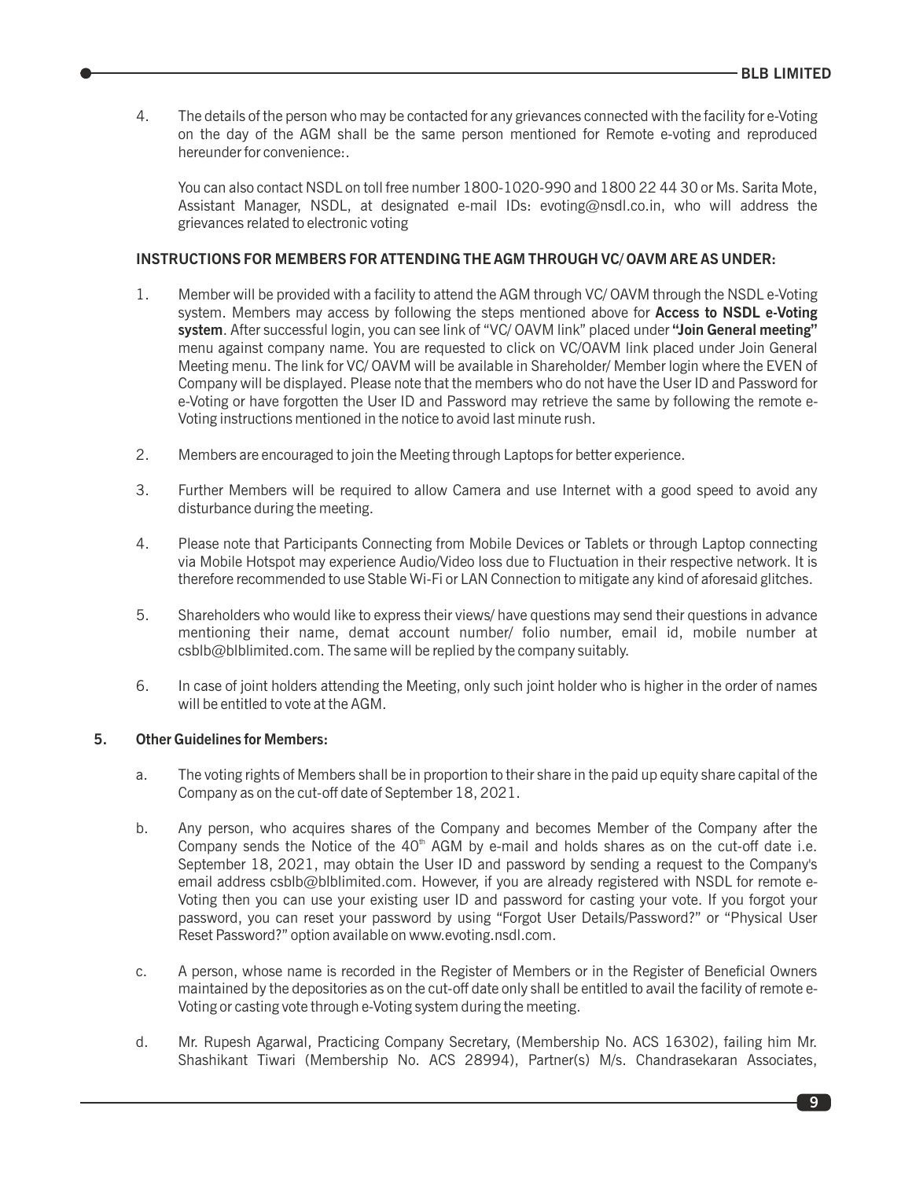4. The details of the person who may be contacted for any grievances connected with the facility for e-Voting on the day of the AGM shall be the same person mentioned for Remote e-voting and reproduced hereunder for convenience:.

   You can also contact NSDL on toll free number 1800-1020-990 and 1800 22 44 30 or Ms. Sarita Mote, Assistant Manager, NSDL, at designated e-mail IDs: evoting@nsdl.co.in, who will address the grievances related to electronic voting

**INSTRUCTIONS FOR MEMBERS FOR ATTENDING THE AGM THROUGH VC/ OAVM ARE AS UNDER:**

1. Member will be provided with a facility to attend the AGM through VC/ OAVM through the NSDL e-Voting system. Members may access by following the steps mentioned above for **Access to NSDL e-Voting system**. After successful login, you can see link of "VC/ OAVM link" placed under **"Join General meeting"** menu against company name. You are requested to click on VC/OAVM link placed under Join General Meeting menu. The link for VC/ OAVM will be available in Shareholder/ Member login where the EVEN of Company will be displayed. Please note that the members who do not have the User ID and Password for e-Voting or have forgotten the User ID and Password may retrieve the same by following the remote e-Voting instructions mentioned in the notice to avoid last minute rush.

2. Members are encouraged to join the Meeting through Laptops for better experience.

3. Further Members will be required to allow Camera and use Internet with a good speed to avoid any disturbance during the meeting.

4. Please note that Participants Connecting from Mobile Devices or Tablets or through Laptop connecting via Mobile Hotspot may experience Audio/Video loss due to Fluctuation in their respective network. It is therefore recommended to use Stable Wi-Fi or LAN Connection to mitigate any kind of aforesaid glitches.

5. Shareholders who would like to express their views/ have questions may send their questions in advance mentioning their name, demat account number/ folio number, email id, mobile number at csblb@blblimited.com. The same will be replied by the company suitably.

6. In case of joint holders attending the Meeting, only such joint holder who is higher in the order of names will be entitled to vote at the AGM.

**5. Other Guidelines for Members:**

a. The voting rights of Members shall be in proportion to their share in the paid up equity share capital of the Company as on the cut-off date of September 18, 2021.

b. Any person, who acquires shares of the Company and becomes Member of the Company after the Company sends the Notice of the 40th AGM by e-mail and holds shares as on the cut-off date i.e. September 18, 2021, may obtain the User ID and password by sending a request to the Company's email address csblb@blblimited.com. However, if you are already registered with NSDL for remote e-Voting then you can use your existing user ID and password for casting your vote. If you forgot your password, you can reset your password by using "Forgot User Details/Password?" or "Physical User Reset Password?" option available on www.evoting.nsdl.com.

c. A person, whose name is recorded in the Register of Members or in the Register of Beneficial Owners maintained by the depositories as on the cut-off date only shall be entitled to avail the facility of remote e-Voting or casting vote through e-Voting system during the meeting.

d. Mr. Rupesh Agarwal, Practicing Company Secretary, (Membership No. ACS 16302), failing him Mr. Shashikant Tiwari (Membership No. ACS 28994), Partner(s) M/s. Chandrasekaran Associates,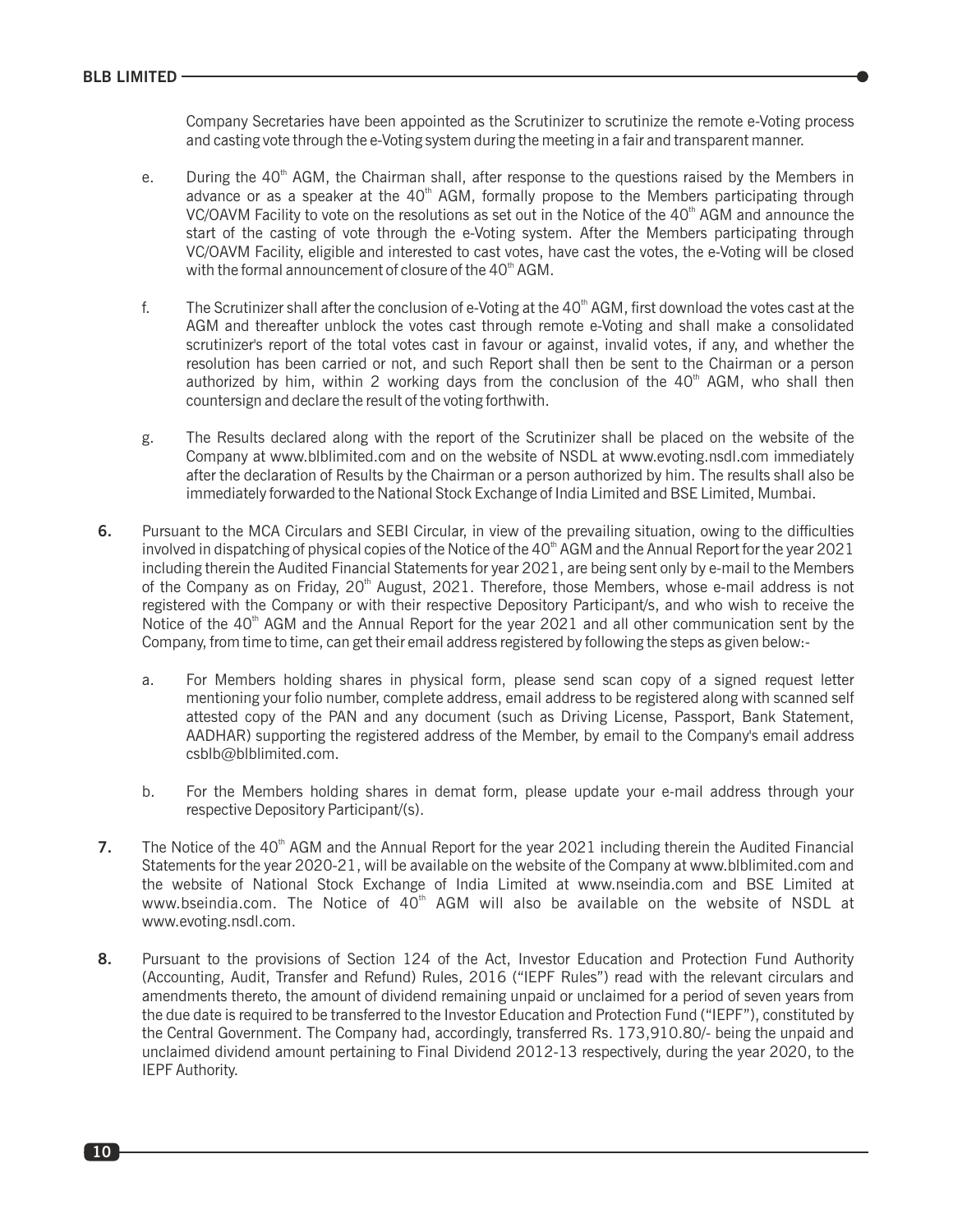Company Secretaries have been appointed as the Scrutinizer to scrutinize the remote e-Voting process and casting vote through the e-Voting system during the meeting in a fair and transparent manner.

e. During the 40th AGM, the Chairman shall, after response to the questions raised by the Members in advance or as a speaker at the 40th AGM, formally propose to the Members participating through VC/OAVM Facility to vote on the resolutions as set out in the Notice of the 40th AGM and announce the start of the casting of vote through the e-Voting system. After the Members participating through VC/OAVM Facility, eligible and interested to cast votes, have cast the votes, the e-Voting will be closed with the formal announcement of closure of the 40th AGM.

f. The Scrutinizer shall after the conclusion of e-Voting at the 40th AGM, first download the votes cast at the AGM and thereafter unblock the votes cast through remote e-Voting and shall make a consolidated scrutinizer's report of the total votes cast in favour or against, invalid votes, if any, and whether the resolution has been carried or not, and such Report shall then be sent to the Chairman or a person authorized by him, within 2 working days from the conclusion of the 40th AGM, who shall then countersign and declare the result of the voting forthwith.

g. The Results declared along with the report of the Scrutinizer shall be placed on the website of the Company at www.blblimited.com and on the website of NSDL at www.evoting.nsdl.com immediately after the declaration of Results by the Chairman or a person authorized by him. The results shall also be immediately forwarded to the National Stock Exchange of India Limited and BSE Limited, Mumbai.

**6.** Pursuant to the MCA Circulars and SEBI Circular, in view of the prevailing situation, owing to the difficulties involved in dispatching of physical copies of the Notice of the 40th AGM and the Annual Report for the year 2021 including therein the Audited Financial Statements for year 2021, are being sent only by e-mail to the Members of the Company as on Friday, 20th August, 2021. Therefore, those Members, whose e-mail address is not registered with the Company or with their respective Depository Participant/s, and who wish to receive the Notice of the 40th AGM and the Annual Report for the year 2021 and all other communication sent by the Company, from time to time, can get their email address registered by following the steps as given below:-

a. For Members holding shares in physical form, please send scan copy of a signed request letter mentioning your folio number, complete address, email address to be registered along with scanned self attested copy of the PAN and any document (such as Driving License, Passport, Bank Statement, AADHAR) supporting the registered address of the Member, by email to the Company's email address csblb@blblimited.com.

b. For the Members holding shares in demat form, please update your e-mail address through your respective Depository Participant/(s).

**7.** The Notice of the 40th AGM and the Annual Report for the year 2021 including therein the Audited Financial Statements for the year 2020-21, will be available on the website of the Company at www.blblimited.com and the website of National Stock Exchange of India Limited at www.nseindia.com and BSE Limited at www.bseindia.com. The Notice of 40th AGM will also be available on the website of NSDL at www.evoting.nsdl.com.

**8.** Pursuant to the provisions of Section 124 of the Act, Investor Education and Protection Fund Authority (Accounting, Audit, Transfer and Refund) Rules, 2016 ("IEPF Rules") read with the relevant circulars and amendments thereto, the amount of dividend remaining unpaid or unclaimed for a period of seven years from the due date is required to be transferred to the Investor Education and Protection Fund ("IEPF"), constituted by the Central Government. The Company had, accordingly, transferred Rs. 173,910.80/- being the unpaid and unclaimed dividend amount pertaining to Final Dividend 2012-13 respectively, during the year 2020, to the IEPF Authority.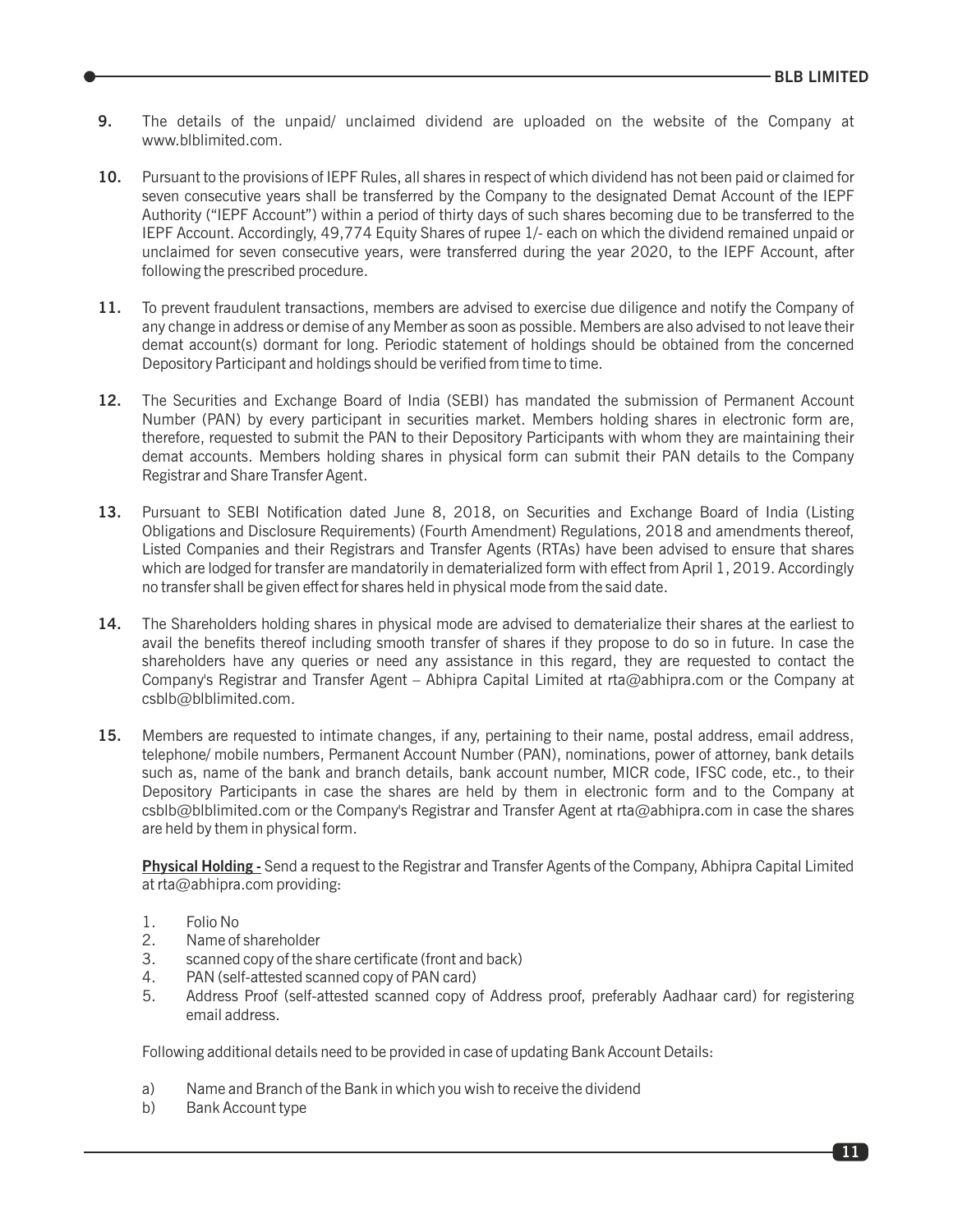9. The details of the unpaid/ unclaimed dividend are uploaded on the website of the Company at www.blblimited.com.

10. Pursuant to the provisions of IEPF Rules, all shares in respect of which dividend has not been paid or claimed for seven consecutive years shall be transferred by the Company to the designated Demat Account of the IEPF Authority ("IEPF Account") within a period of thirty days of such shares becoming due to be transferred to the IEPF Account. Accordingly, 49,774 Equity Shares of rupee 1/- each on which the dividend remained unpaid or unclaimed for seven consecutive years, were transferred during the year 2020, to the IEPF Account, after following the prescribed procedure.

11. To prevent fraudulent transactions, members are advised to exercise due diligence and notify the Company of any change in address or demise of any Member as soon as possible. Members are also advised to not leave their demat account(s) dormant for long. Periodic statement of holdings should be obtained from the concerned Depository Participant and holdings should be verified from time to time.

12. The Securities and Exchange Board of India (SEBI) has mandated the submission of Permanent Account Number (PAN) by every participant in securities market. Members holding shares in electronic form are, therefore, requested to submit the PAN to their Depository Participants with whom they are maintaining their demat accounts. Members holding shares in physical form can submit their PAN details to the Company Registrar and Share Transfer Agent.

13. Pursuant to SEBI Notification dated June 8, 2018, on Securities and Exchange Board of India (Listing Obligations and Disclosure Requirements) (Fourth Amendment) Regulations, 2018 and amendments thereof, Listed Companies and their Registrars and Transfer Agents (RTAs) have been advised to ensure that shares which are lodged for transfer are mandatorily in dematerialized form with effect from April 1, 2019. Accordingly no transfer shall be given effect for shares held in physical mode from the said date.

14. The Shareholders holding shares in physical mode are advised to dematerialize their shares at the earliest to avail the benefits thereof including smooth transfer of shares if they propose to do so in future. In case the shareholders have any queries or need any assistance in this regard, they are requested to contact the Company's Registrar and Transfer Agent – Abhipra Capital Limited at rta@abhipra.com or the Company at csblb@blblimited.com.

15. Members are requested to intimate changes, if any, pertaining to their name, postal address, email address, telephone/ mobile numbers, Permanent Account Number (PAN), nominations, power of attorney, bank details such as, name of the bank and branch details, bank account number, MICR code, IFSC code, etc., to their Depository Participants in case the shares are held by them in electronic form and to the Company at csblb@blblimited.com or the Company's Registrar and Transfer Agent at rta@abhipra.com in case the shares are held by them in physical form.

    **Physical Holding -** Send a request to the Registrar and Transfer Agents of the Company, Abhipra Capital Limited at rta@abhipra.com providing:

    1. Folio No
    2. Name of shareholder
    3. scanned copy of the share certificate (front and back)
    4. PAN (self-attested scanned copy of PAN card)
    5. Address Proof (self-attested scanned copy of Address proof, preferably Aadhaar card) for registering email address.

    Following additional details need to be provided in case of updating Bank Account Details:

    a) Name and Branch of the Bank in which you wish to receive the dividend
    b) Bank Account type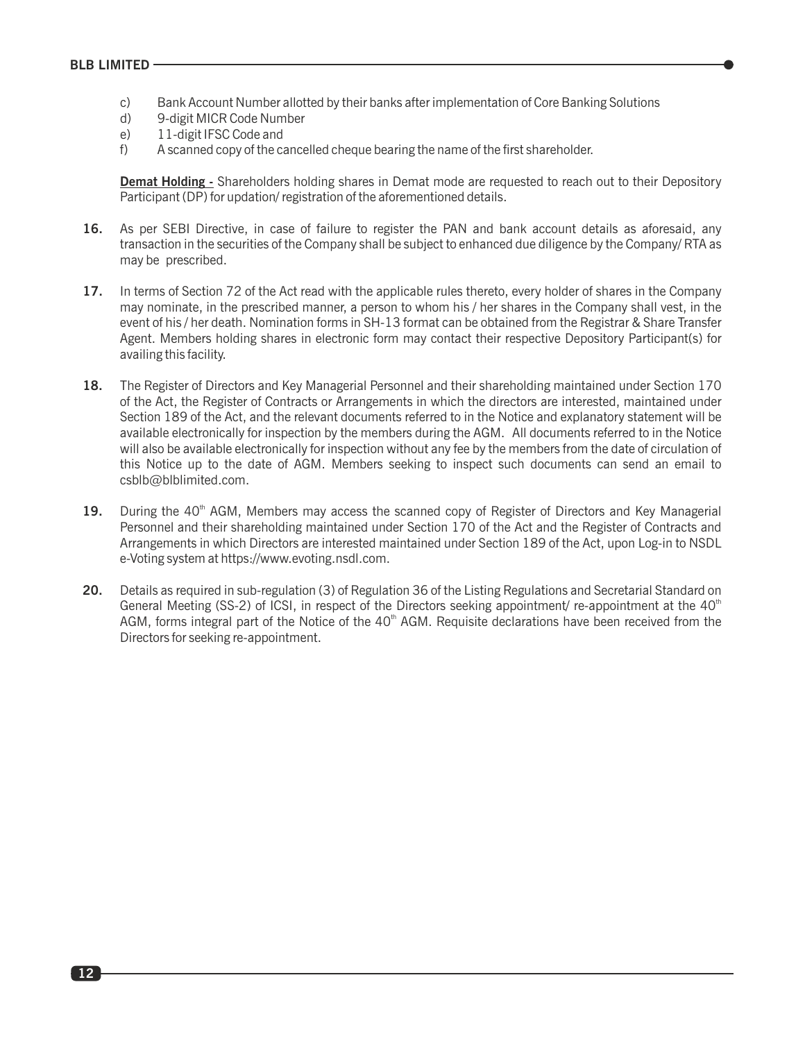c) Bank Account Number allotted by their banks after implementation of Core Banking Solutions
d) 9-digit MICR Code Number
e) 11-digit IFSC Code and
f) A scanned copy of the cancelled cheque bearing the name of the first shareholder.

**Demat Holding -** Shareholders holding shares in Demat mode are requested to reach out to their Depository Participant (DP) for updation/ registration of the aforementioned details.

**16.** As per SEBI Directive, in case of failure to register the PAN and bank account details as aforesaid, any transaction in the securities of the Company shall be subject to enhanced due diligence by the Company/ RTA as may be prescribed.

**17.** In terms of Section 72 of the Act read with the applicable rules thereto, every holder of shares in the Company may nominate, in the prescribed manner, a person to whom his / her shares in the Company shall vest, in the event of his / her death. Nomination forms in SH-13 format can be obtained from the Registrar & Share Transfer Agent. Members holding shares in electronic form may contact their respective Depository Participant(s) for availing this facility.

**18.** The Register of Directors and Key Managerial Personnel and their shareholding maintained under Section 170 of the Act, the Register of Contracts or Arrangements in which the directors are interested, maintained under Section 189 of the Act, and the relevant documents referred to in the Notice and explanatory statement will be available electronically for inspection by the members during the AGM. All documents referred to in the Notice will also be available electronically for inspection without any fee by the members from the date of circulation of this Notice up to the date of AGM. Members seeking to inspect such documents can send an email to csblb@blblimited.com.

**19.** During the 40th AGM, Members may access the scanned copy of Register of Directors and Key Managerial Personnel and their shareholding maintained under Section 170 of the Act and the Register of Contracts and Arrangements in which Directors are interested maintained under Section 189 of the Act, upon Log-in to NSDL e-Voting system at https://www.evoting.nsdl.com.

**20.** Details as required in sub-regulation (3) of Regulation 36 of the Listing Regulations and Secretarial Standard on General Meeting (SS-2) of ICSI, in respect of the Directors seeking appointment/ re-appointment at the 40th AGM, forms integral part of the Notice of the 40th AGM. Requisite declarations have been received from the Directors for seeking re-appointment.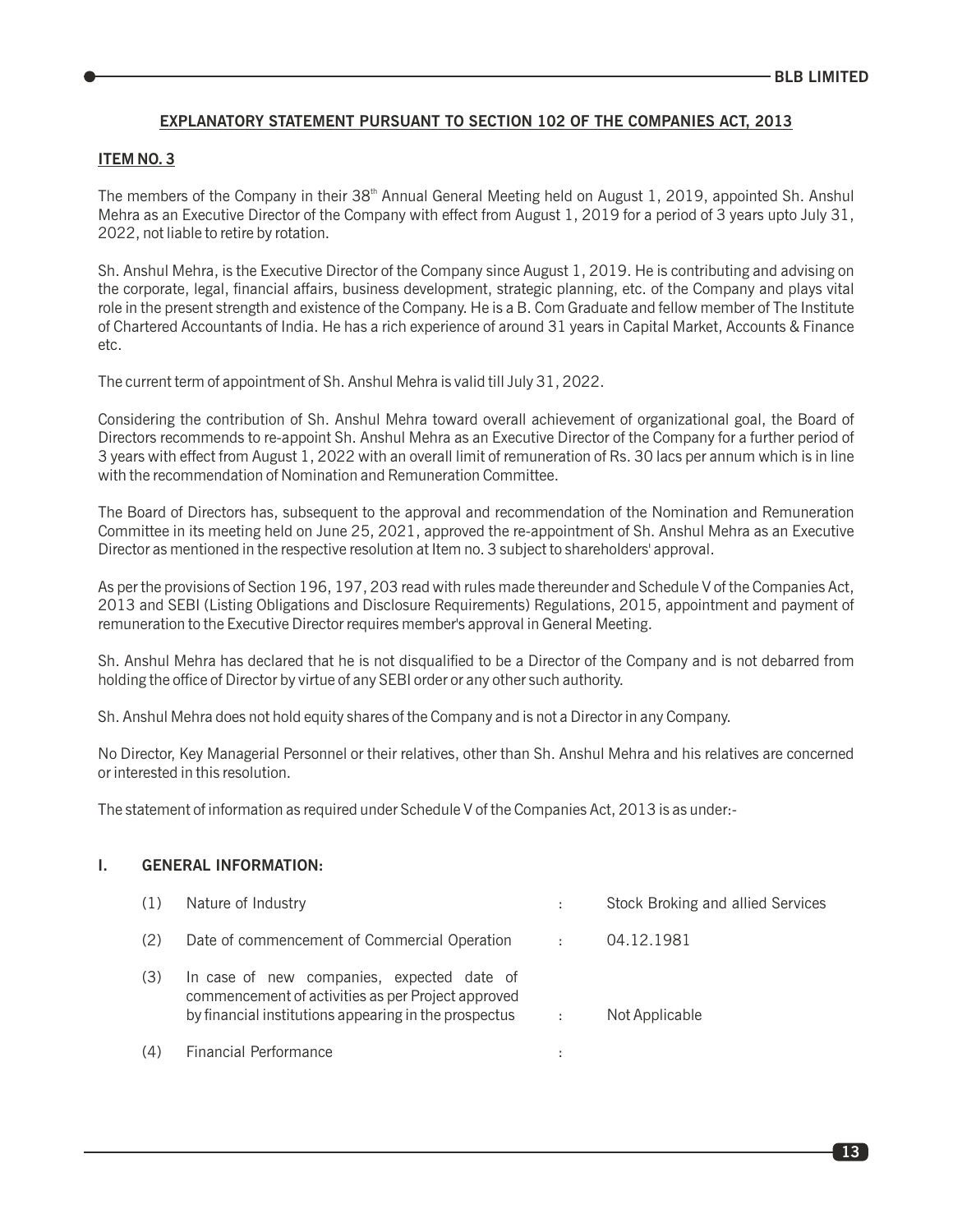## EXPLANATORY STATEMENT PURSUANT TO SECTION 102 OF THE COMPANIES ACT, 2013

### ITEM NO. 3

The members of the Company in their 38th Annual General Meeting held on August 1, 2019, appointed Sh. Anshul Mehra as an Executive Director of the Company with effect from August 1, 2019 for a period of 3 years upto July 31, 2022, not liable to retire by rotation.

Sh. Anshul Mehra, is the Executive Director of the Company since August 1, 2019. He is contributing and advising on the corporate, legal, financial affairs, business development, strategic planning, etc. of the Company and plays vital role in the present strength and existence of the Company. He is a B. Com Graduate and fellow member of The Institute of Chartered Accountants of India. He has a rich experience of around 31 years in Capital Market, Accounts & Finance etc.

The current term of appointment of Sh. Anshul Mehra is valid till July 31, 2022.

Considering the contribution of Sh. Anshul Mehra toward overall achievement of organizational goal, the Board of Directors recommends to re-appoint Sh. Anshul Mehra as an Executive Director of the Company for a further period of 3 years with effect from August 1, 2022 with an overall limit of remuneration of Rs. 30 lacs per annum which is in line with the recommendation of Nomination and Remuneration Committee.

The Board of Directors has, subsequent to the approval and recommendation of the Nomination and Remuneration Committee in its meeting held on June 25, 2021, approved the re-appointment of Sh. Anshul Mehra as an Executive Director as mentioned in the respective resolution at Item no. 3 subject to shareholders' approval.

As per the provisions of Section 196, 197, 203 read with rules made thereunder and Schedule V of the Companies Act, 2013 and SEBI (Listing Obligations and Disclosure Requirements) Regulations, 2015, appointment and payment of remuneration to the Executive Director requires member's approval in General Meeting.

Sh. Anshul Mehra has declared that he is not disqualified to be a Director of the Company and is not debarred from holding the office of Director by virtue of any SEBI order or any other such authority.

Sh. Anshul Mehra does not hold equity shares of the Company and is not a Director in any Company.

No Director, Key Managerial Personnel or their relatives, other than Sh. Anshul Mehra and his relatives are concerned or interested in this resolution.

The statement of information as required under Schedule V of the Companies Act, 2013 is as under:-

### I. GENERAL INFORMATION:

| | | | |
|---|---|---|---|
| (1) | Nature of Industry | : | Stock Broking and allied Services |
| (2) | Date of commencement of Commercial Operation | : | 04.12.1981 |
| (3) | In case of new companies, expected date of commencement of activities as per Project approved by financial institutions appearing in the prospectus | : | Not Applicable |
| (4) | Financial Performance | : | |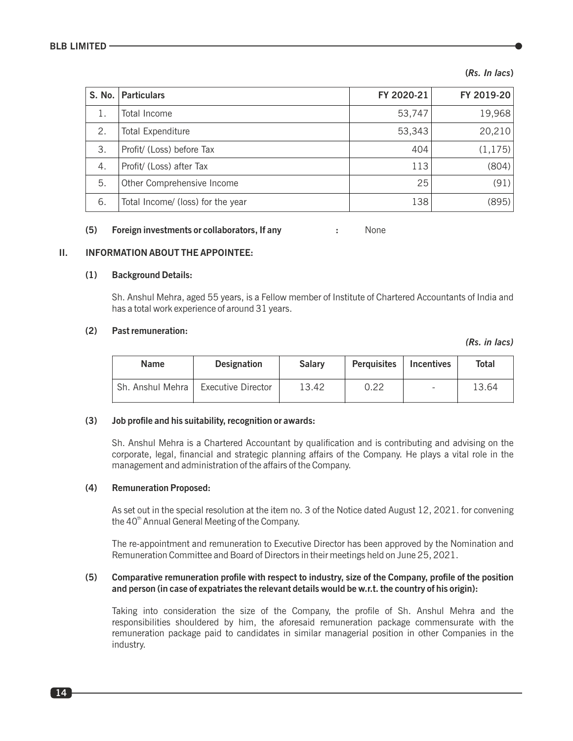**(Rs. In lacs)**

| S. No. | Particulars | FY 2020-21 | FY 2019-20 |
|---|---|---|---|
| 1. | Total Income | 53,747 | 19,968 |
| 2. | Total Expenditure | 53,343 | 20,210 |
| 3. | Profit/ (Loss) before Tax | 404 | (1,175) |
| 4. | Profit/ (Loss) after Tax | 113 | (804) |
| 5. | Other Comprehensive Income | 25 | (91) |
| 6. | Total Income/ (loss) for the year | 138 | (895) |

**(5) Foreign investments or collaborators, If any :** None

## II. INFORMATION ABOUT THE APPOINTEE:

### (1) Background Details:

Sh. Anshul Mehra, aged 55 years, is a Fellow member of Institute of Chartered Accountants of India and has a total work experience of around 31 years.

### (2) Past remuneration:

*(Rs. in lacs)*

| Name | Designation | Salary | Perquisites | Incentives | Total |
|---|---|---|---|---|---|
| Sh. Anshul Mehra | Executive Director | 13.42 | 0.22 | - | 13.64 |

### (3) Job profile and his suitability, recognition or awards:

Sh. Anshul Mehra is a Chartered Accountant by qualification and is contributing and advising on the corporate, legal, financial and strategic planning affairs of the Company. He plays a vital role in the management and administration of the affairs of the Company.

### (4) Remuneration Proposed:

As set out in the special resolution at the item no. 3 of the Notice dated August 12, 2021. for convening the 40th Annual General Meeting of the Company.

The re-appointment and remuneration to Executive Director has been approved by the Nomination and Remuneration Committee and Board of Directors in their meetings held on June 25, 2021.

### (5) Comparative remuneration profile with respect to industry, size of the Company, profile of the position and person (in case of expatriates the relevant details would be w.r.t. the country of his origin):

Taking into consideration the size of the Company, the profile of Sh. Anshul Mehra and the responsibilities shouldered by him, the aforesaid remuneration package commensurate with the remuneration package paid to candidates in similar managerial position in other Companies in the industry.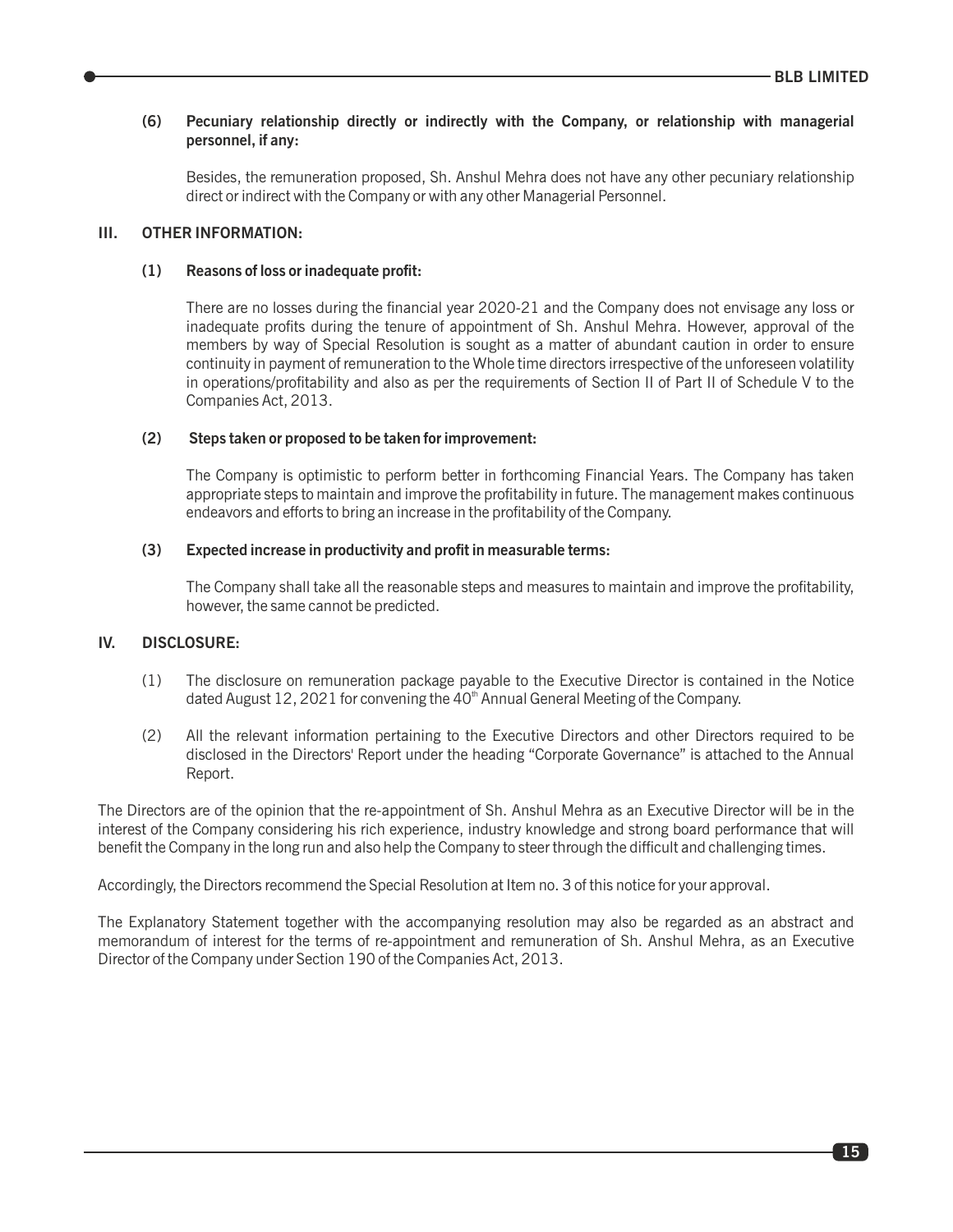**(6) Pecuniary relationship directly or indirectly with the Company, or relationship with managerial personnel, if any:**

Besides, the remuneration proposed, Sh. Anshul Mehra does not have any other pecuniary relationship direct or indirect with the Company or with any other Managerial Personnel.

### III. OTHER INFORMATION:

**(1) Reasons of loss or inadequate profit:**

There are no losses during the financial year 2020-21 and the Company does not envisage any loss or inadequate profits during the tenure of appointment of Sh. Anshul Mehra. However, approval of the members by way of Special Resolution is sought as a matter of abundant caution in order to ensure continuity in payment of remuneration to the Whole time directors irrespective of the unforeseen volatility in operations/profitability and also as per the requirements of Section II of Part II of Schedule V to the Companies Act, 2013.

**(2) Steps taken or proposed to be taken for improvement:**

The Company is optimistic to perform better in forthcoming Financial Years. The Company has taken appropriate steps to maintain and improve the profitability in future. The management makes continuous endeavors and efforts to bring an increase in the profitability of the Company.

**(3) Expected increase in productivity and profit in measurable terms:**

The Company shall take all the reasonable steps and measures to maintain and improve the profitability, however, the same cannot be predicted.

### IV. DISCLOSURE:

(1) The disclosure on remuneration package payable to the Executive Director is contained in the Notice dated August 12, 2021 for convening the 40th Annual General Meeting of the Company.

(2) All the relevant information pertaining to the Executive Directors and other Directors required to be disclosed in the Directors' Report under the heading "Corporate Governance" is attached to the Annual Report.

The Directors are of the opinion that the re-appointment of Sh. Anshul Mehra as an Executive Director will be in the interest of the Company considering his rich experience, industry knowledge and strong board performance that will benefit the Company in the long run and also help the Company to steer through the difficult and challenging times.

Accordingly, the Directors recommend the Special Resolution at Item no. 3 of this notice for your approval.

The Explanatory Statement together with the accompanying resolution may also be regarded as an abstract and memorandum of interest for the terms of re-appointment and remuneration of Sh. Anshul Mehra, as an Executive Director of the Company under Section 190 of the Companies Act, 2013.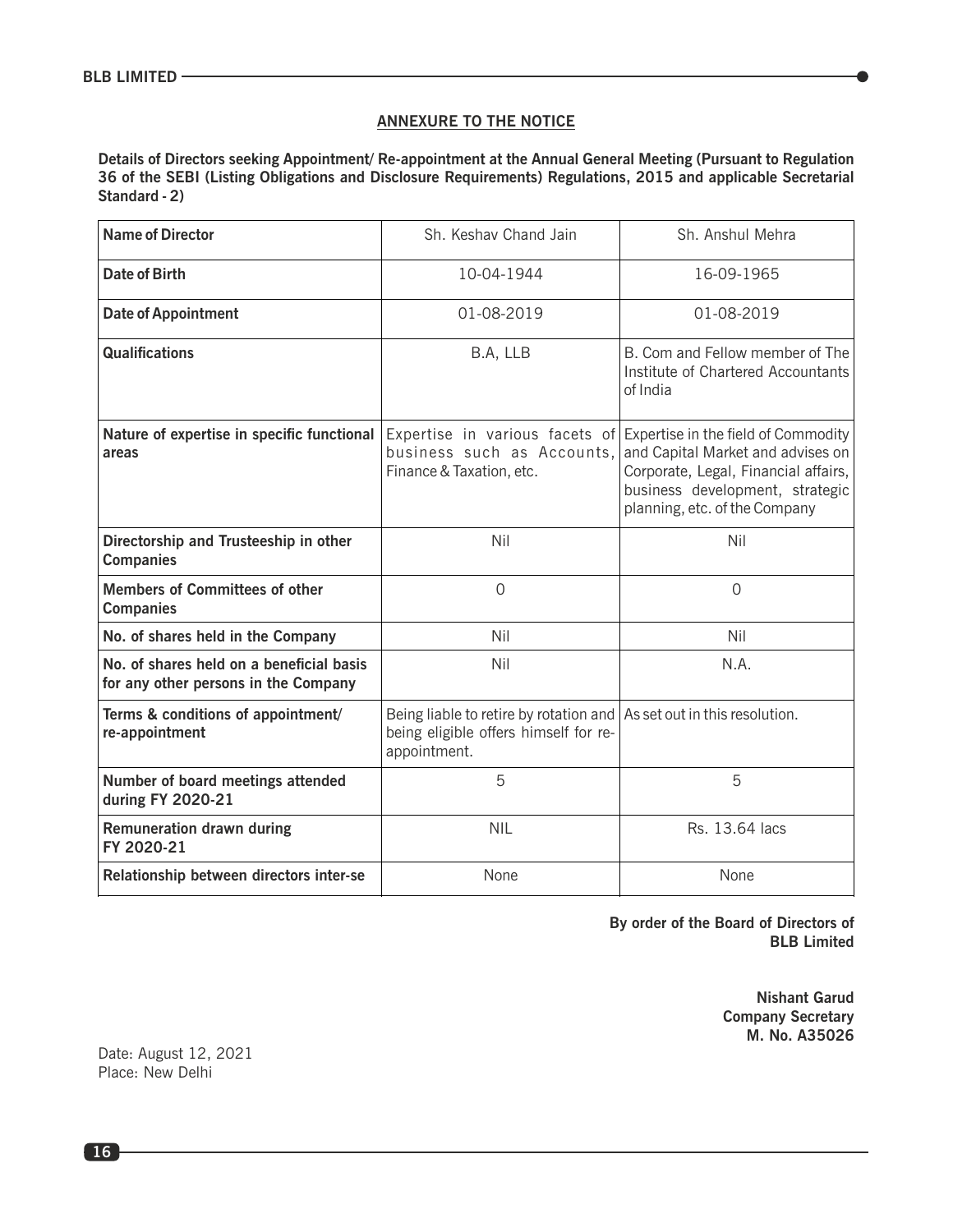## ANNEXURE TO THE NOTICE

**Details of Directors seeking Appointment/ Re-appointment at the Annual General Meeting (Pursuant to Regulation 36 of the SEBI (Listing Obligations and Disclosure Requirements) Regulations, 2015 and applicable Secretarial Standard - 2)**

| **Name of Director** | Sh. Keshav Chand Jain | Sh. Anshul Mehra |
|---|---|---|
| **Date of Birth** | 10-04-1944 | 16-09-1965 |
| **Date of Appointment** | 01-08-2019 | 01-08-2019 |
| **Qualifications** | B.A, LLB | B. Com and Fellow member of The Institute of Chartered Accountants of India |
| **Nature of expertise in specific functional areas** | Expertise in various facets of business such as Accounts, Finance & Taxation, etc. | Expertise in the field of Commodity and Capital Market and advises on Corporate, Legal, Financial affairs, business development, strategic planning, etc. of the Company |
| **Directorship and Trusteeship in other Companies** | Nil | Nil |
| **Members of Committees of other Companies** | 0 | 0 |
| **No. of shares held in the Company** | Nil | Nil |
| **No. of shares held on a beneficial basis for any other persons in the Company** | Nil | N.A. |
| **Terms & conditions of appointment/ re-appointment** | Being liable to retire by rotation and being eligible offers himself for re-appointment. | As set out in this resolution. |
| **Number of board meetings attended during FY 2020-21** | 5 | 5 |
| **Remuneration drawn during FY 2020-21** | NIL | Rs. 13.64 lacs |
| **Relationship between directors inter-se** | None | None |

**By order of the Board of Directors of**
**BLB Limited**

**Nishant Garud**
**Company Secretary**
**M. No. A35026**

Date: August 12, 2021
Place: New Delhi